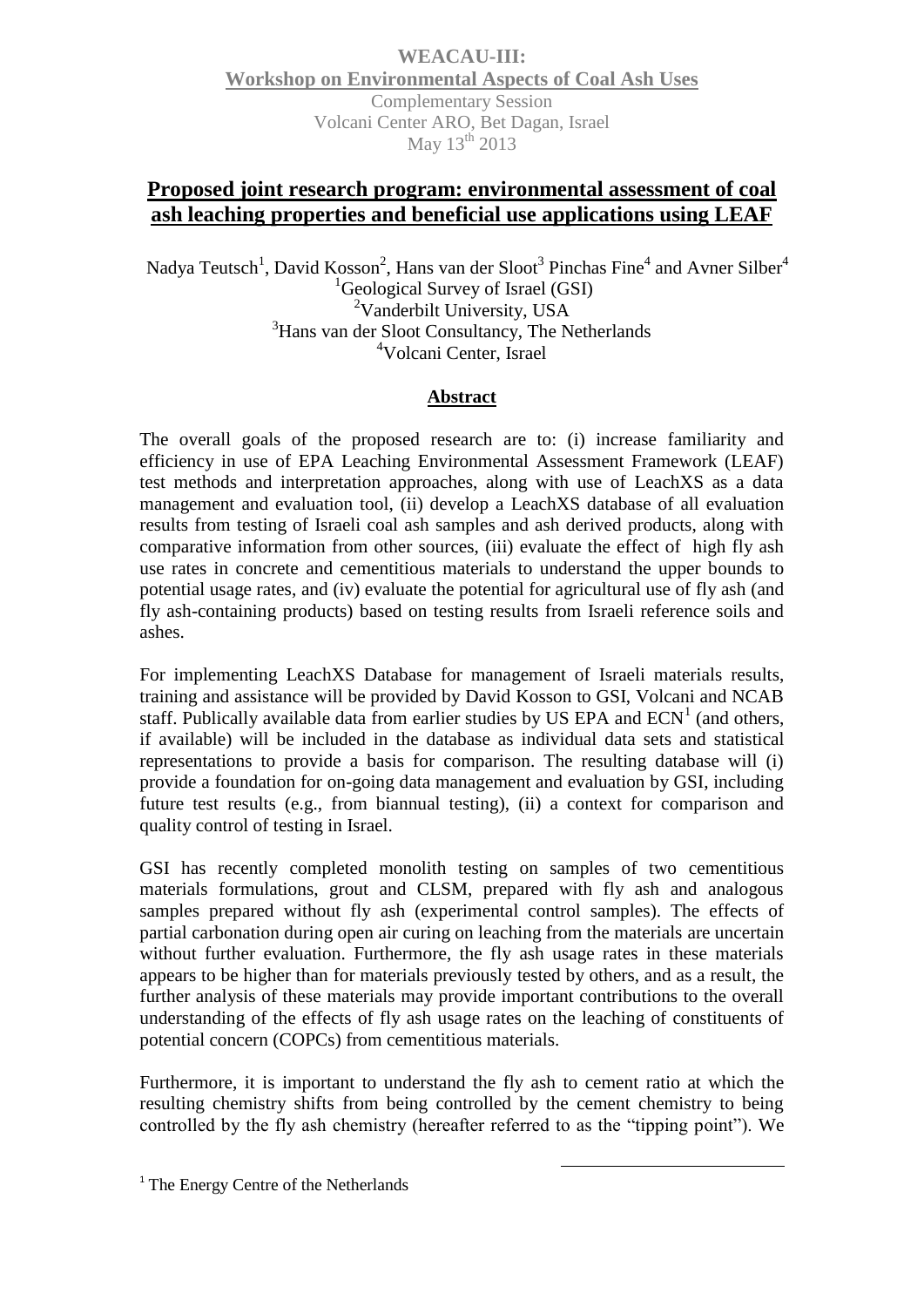**WEACAU-III:**
**Workshop on Environmental Aspects of Coal Ash Uses**
Complementary Session
Volcani Center ARO, Bet Dagan, Israel
May 13th 2013

# Proposed joint research program: environmental assessment of coal ash leaching properties and beneficial use applications using LEAF

Nadya Teutsch[1], David Kosson[2], Hans van der Sloot[3] Pinchas Fine[4] and Avner Silber[4]

[1]Geological Survey of Israel (GSI)
[2]Vanderbilt University, USA
[3]Hans van der Sloot Consultancy, The Netherlands
[4]Volcani Center, Israel

## Abstract

The overall goals of the proposed research are to: (i) increase familiarity and efficiency in use of EPA Leaching Environmental Assessment Framework (LEAF) test methods and interpretation approaches, along with use of LeachXS as a data management and evaluation tool, (ii) develop a LeachXS database of all evaluation results from testing of Israeli coal ash samples and ash derived products, along with comparative information from other sources, (iii) evaluate the effect of high fly ash use rates in concrete and cementitious materials to understand the upper bounds to potential usage rates, and (iv) evaluate the potential for agricultural use of fly ash (and fly ash-containing products) based on testing results from Israeli reference soils and ashes.

For implementing LeachXS Database for management of Israeli materials results, training and assistance will be provided by David Kosson to GSI, Volcani and NCAB staff. Publically available data from earlier studies by US EPA and ECN[1] (and others, if available) will be included in the database as individual data sets and statistical representations to provide a basis for comparison. The resulting database will (i) provide a foundation for on-going data management and evaluation by GSI, including future test results (e.g., from biannual testing), (ii) a context for comparison and quality control of testing in Israel.

GSI has recently completed monolith testing on samples of two cementitious materials formulations, grout and CLSM, prepared with fly ash and analogous samples prepared without fly ash (experimental control samples). The effects of partial carbonation during open air curing on leaching from the materials are uncertain without further evaluation. Furthermore, the fly ash usage rates in these materials appears to be higher than for materials previously tested by others, and as a result, the further analysis of these materials may provide important contributions to the overall understanding of the effects of fly ash usage rates on the leaching of constituents of potential concern (COPCs) from cementitious materials.

Furthermore, it is important to understand the fly ash to cement ratio at which the resulting chemistry shifts from being controlled by the cement chemistry to being controlled by the fly ash chemistry (hereafter referred to as the "tipping point"). We

[1] The Energy Centre of the Netherlands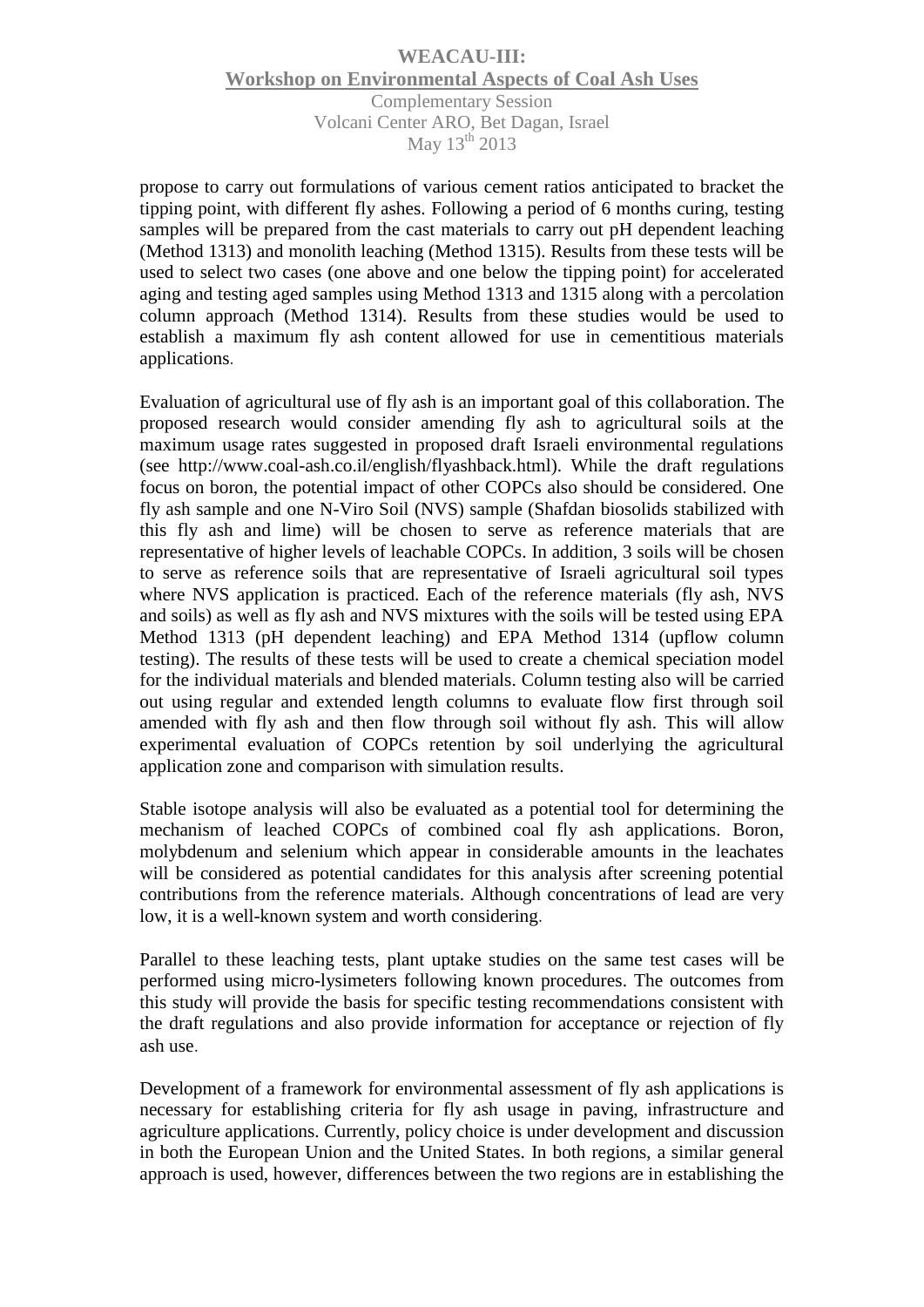propose to carry out formulations of various cement ratios anticipated to bracket the tipping point, with different fly ashes. Following a period of 6 months curing, testing samples will be prepared from the cast materials to carry out pH dependent leaching (Method 1313) and monolith leaching (Method 1315). Results from these tests will be used to select two cases (one above and one below the tipping point) for accelerated aging and testing aged samples using Method 1313 and 1315 along with a percolation column approach (Method 1314). Results from these studies would be used to establish a maximum fly ash content allowed for use in cementitious materials applications.

Evaluation of agricultural use of fly ash is an important goal of this collaboration. The proposed research would consider amending fly ash to agricultural soils at the maximum usage rates suggested in proposed draft Israeli environmental regulations (see http://www.coal-ash.co.il/english/flyashback.html). While the draft regulations focus on boron, the potential impact of other COPCs also should be considered. One fly ash sample and one N-Viro Soil (NVS) sample (Shafdan biosolids stabilized with this fly ash and lime) will be chosen to serve as reference materials that are representative of higher levels of leachable COPCs. In addition, 3 soils will be chosen to serve as reference soils that are representative of Israeli agricultural soil types where NVS application is practiced. Each of the reference materials (fly ash, NVS and soils) as well as fly ash and NVS mixtures with the soils will be tested using EPA Method 1313 (pH dependent leaching) and EPA Method 1314 (upflow column testing). The results of these tests will be used to create a chemical speciation model for the individual materials and blended materials. Column testing also will be carried out using regular and extended length columns to evaluate flow first through soil amended with fly ash and then flow through soil without fly ash. This will allow experimental evaluation of COPCs retention by soil underlying the agricultural application zone and comparison with simulation results.

Stable isotope analysis will also be evaluated as a potential tool for determining the mechanism of leached COPCs of combined coal fly ash applications. Boron, molybdenum and selenium which appear in considerable amounts in the leachates will be considered as potential candidates for this analysis after screening potential contributions from the reference materials. Although concentrations of lead are very low, it is a well-known system and worth considering.

Parallel to these leaching tests, plant uptake studies on the same test cases will be performed using micro-lysimeters following known procedures. The outcomes from this study will provide the basis for specific testing recommendations consistent with the draft regulations and also provide information for acceptance or rejection of fly ash use.

Development of a framework for environmental assessment of fly ash applications is necessary for establishing criteria for fly ash usage in paving, infrastructure and agriculture applications. Currently, policy choice is under development and discussion in both the European Union and the United States. In both regions, a similar general approach is used, however, differences between the two regions are in establishing the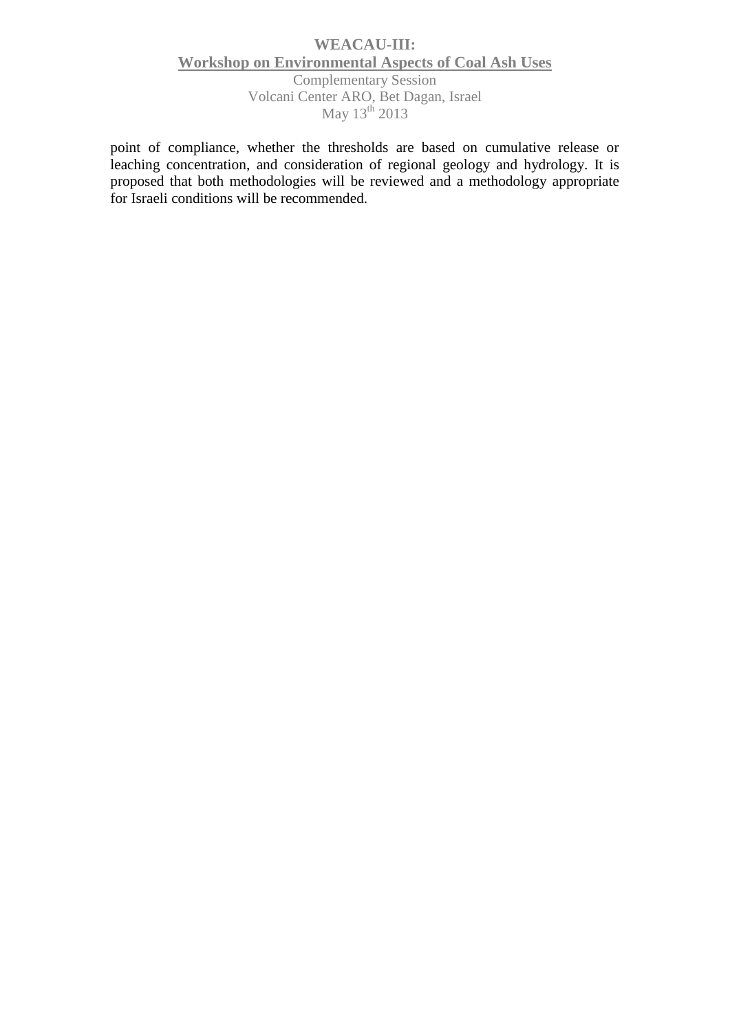point of compliance, whether the thresholds are based on cumulative release or leaching concentration, and consideration of regional geology and hydrology. It is proposed that both methodologies will be reviewed and a methodology appropriate for Israeli conditions will be recommended.